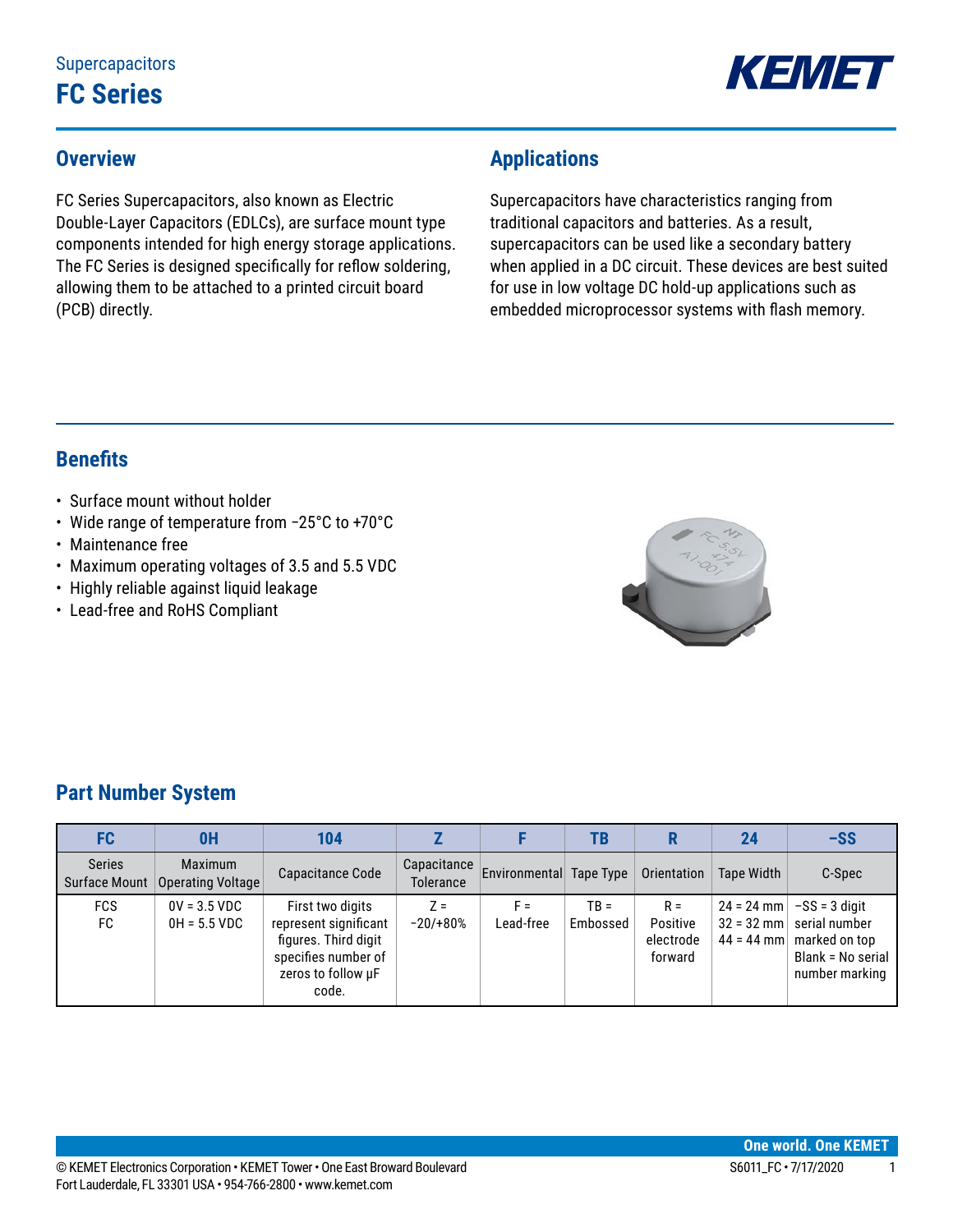Supercapacitors

# FC Series

## Overview

FC Series Supercapacitors, also known as Electric Double-Layer Capacitors (EDLCs), are surface mount type components intended for high energy storage applications. The FC Series is designed specifically for reflow soldering, allowing them to be attached to a printed circuit board (PCB) directly.

## Applications

Supercapacitors have characteristics ranging from traditional capacitors and batteries. As a result, supercapacitors can be used like a secondary battery when applied in a DC circuit. These devices are best suited for use in low voltage DC hold-up applications such as embedded microprocessor systems with flash memory.

## Benefits

- Surface mount without holder
- Wide range of temperature from −25°C to +70°C
- Maintenance free
- Maximum operating voltages of 3.5 and 5.5 VDC
- Highly reliable against liquid leakage
- Lead-free and RoHS Compliant

## Part Number System

| FC | 0H | 104 | Z | F | TB | R | 24 | –SS |
|---|---|---|---|---|---|---|---|---|
| Series Surface Mount | Maximum Operating Voltage | Capacitance Code | Capacitance Tolerance | Environmental | Tape Type | Orientation | Tape Width | C-Spec |
| FCS<br>FC | 0V = 3.5 VDC<br>0H = 5.5 VDC | First two digits represent significant figures. Third digit specifies number of zeros to follow µF code. | Z = −20/+80% | F = Lead-free | TB = Embossed | R = Positive electrode forward | 24 = 24 mm<br>32 = 32 mm<br>44 = 44 mm | –SS = 3 digit serial number marked on top<br>Blank = No serial number marking |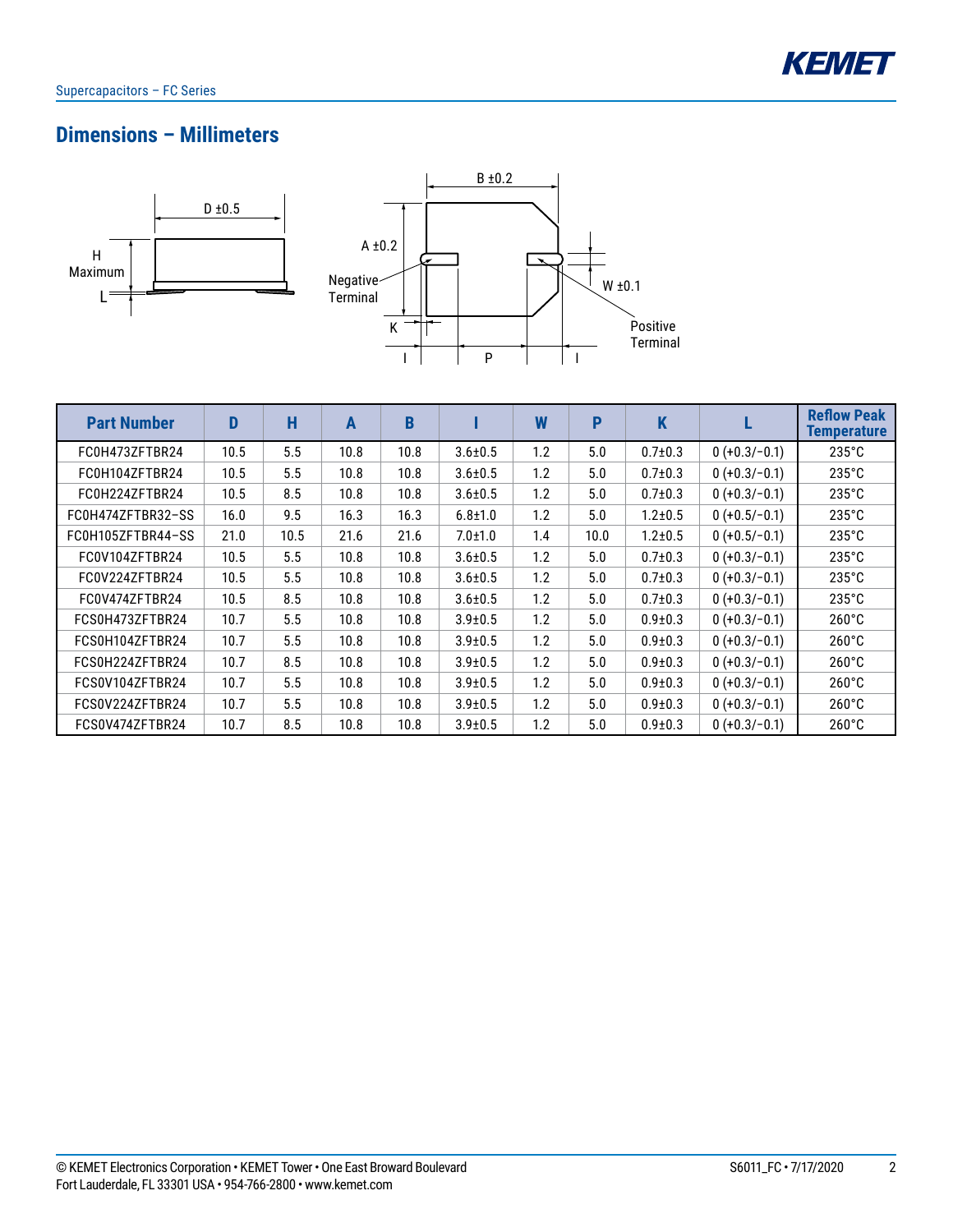## Dimensions – Millimeters

| Part Number | D | H | A | B | I | W | P | K | L | Reflow Peak Temperature |
|---|---|---|---|---|---|---|---|---|---|---|
| FC0H473ZFTBR24 | 10.5 | 5.5 | 10.8 | 10.8 | 3.6±0.5 | 1.2 | 5.0 | 0.7±0.3 | 0 (+0.3/−0.1) | 235°C |
| FC0H104ZFTBR24 | 10.5 | 5.5 | 10.8 | 10.8 | 3.6±0.5 | 1.2 | 5.0 | 0.7±0.3 | 0 (+0.3/−0.1) | 235°C |
| FC0H224ZFTBR24 | 10.5 | 8.5 | 10.8 | 10.8 | 3.6±0.5 | 1.2 | 5.0 | 0.7±0.3 | 0 (+0.3/−0.1) | 235°C |
| FC0H474ZFTBR32–SS | 16.0 | 9.5 | 16.3 | 16.3 | 6.8±1.0 | 1.2 | 5.0 | 1.2±0.5 | 0 (+0.5/−0.1) | 235°C |
| FC0H105ZFTBR44–SS | 21.0 | 10.5 | 21.6 | 21.6 | 7.0±1.0 | 1.4 | 10.0 | 1.2±0.5 | 0 (+0.5/−0.1) | 235°C |
| FC0V104ZFTBR24 | 10.5 | 5.5 | 10.8 | 10.8 | 3.6±0.5 | 1.2 | 5.0 | 0.7±0.3 | 0 (+0.3/−0.1) | 235°C |
| FC0V224ZFTBR24 | 10.5 | 5.5 | 10.8 | 10.8 | 3.6±0.5 | 1.2 | 5.0 | 0.7±0.3 | 0 (+0.3/−0.1) | 235°C |
| FC0V474ZFTBR24 | 10.5 | 8.5 | 10.8 | 10.8 | 3.6±0.5 | 1.2 | 5.0 | 0.7±0.3 | 0 (+0.3/−0.1) | 235°C |
| FCS0H473ZFTBR24 | 10.7 | 5.5 | 10.8 | 10.8 | 3.9±0.5 | 1.2 | 5.0 | 0.9±0.3 | 0 (+0.3/−0.1) | 260°C |
| FCS0H104ZFTBR24 | 10.7 | 5.5 | 10.8 | 10.8 | 3.9±0.5 | 1.2 | 5.0 | 0.9±0.3 | 0 (+0.3/−0.1) | 260°C |
| FCS0H224ZFTBR24 | 10.7 | 8.5 | 10.8 | 10.8 | 3.9±0.5 | 1.2 | 5.0 | 0.9±0.3 | 0 (+0.3/−0.1) | 260°C |
| FCS0V104ZFTBR24 | 10.7 | 5.5 | 10.8 | 10.8 | 3.9±0.5 | 1.2 | 5.0 | 0.9±0.3 | 0 (+0.3/−0.1) | 260°C |
| FCS0V224ZFTBR24 | 10.7 | 5.5 | 10.8 | 10.8 | 3.9±0.5 | 1.2 | 5.0 | 0.9±0.3 | 0 (+0.3/−0.1) | 260°C |
| FCS0V474ZFTBR24 | 10.7 | 8.5 | 10.8 | 10.8 | 3.9±0.5 | 1.2 | 5.0 | 0.9±0.3 | 0 (+0.3/−0.1) | 260°C |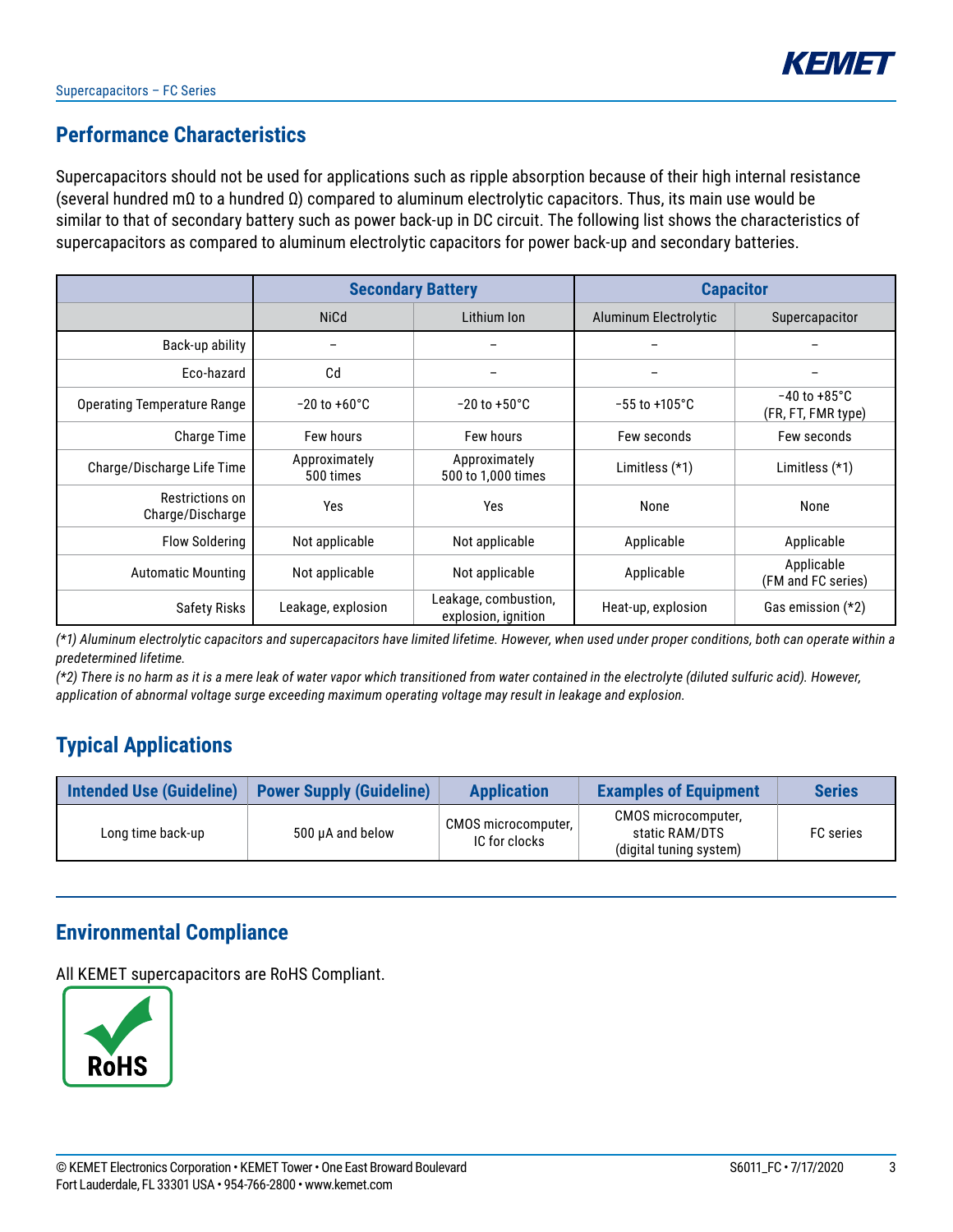## Performance Characteristics

Supercapacitors should not be used for applications such as ripple absorption because of their high internal resistance (several hundred mΩ to a hundred Ω) compared to aluminum electrolytic capacitors. Thus, its main use would be similar to that of secondary battery such as power back-up in DC circuit. The following list shows the characteristics of supercapacitors as compared to aluminum electrolytic capacitors for power back-up and secondary batteries.

| | Secondary Battery | | Capacitor | |
|---|---|---|---|---|
| | NiCd | Lithium Ion | Aluminum Electrolytic | Supercapacitor |
| Back-up ability | – | – | – | – |
| Eco-hazard | Cd | – | – | – |
| Operating Temperature Range | −20 to +60°C | −20 to +50°C | −55 to +105°C | −40 to +85°C (FR, FT, FMR type) |
| Charge Time | Few hours | Few hours | Few seconds | Few seconds |
| Charge/Discharge Life Time | Approximately 500 times | Approximately 500 to 1,000 times | Limitless (*1) | Limitless (*1) |
| Restrictions on Charge/Discharge | Yes | Yes | None | None |
| Flow Soldering | Not applicable | Not applicable | Applicable | Applicable |
| Automatic Mounting | Not applicable | Not applicable | Applicable | Applicable (FM and FC series) |
| Safety Risks | Leakage, explosion | Leakage, combustion, explosion, ignition | Heat-up, explosion | Gas emission (*2) |

*(*1) Aluminum electrolytic capacitors and supercapacitors have limited lifetime. However, when used under proper conditions, both can operate within a predetermined lifetime.*

*(*2) There is no harm as it is a mere leak of water vapor which transitioned from water contained in the electrolyte (diluted sulfuric acid). However, application of abnormal voltage surge exceeding maximum operating voltage may result in leakage and explosion.*

## Typical Applications

| Intended Use (Guideline) | Power Supply (Guideline) | Application | Examples of Equipment | Series |
|---|---|---|---|---|
| Long time back-up | 500 µA and below | CMOS microcomputer, IC for clocks | CMOS microcomputer, static RAM/DTS (digital tuning system) | FC series |

## Environmental Compliance

All KEMET supercapacitors are RoHS Compliant.

RoHS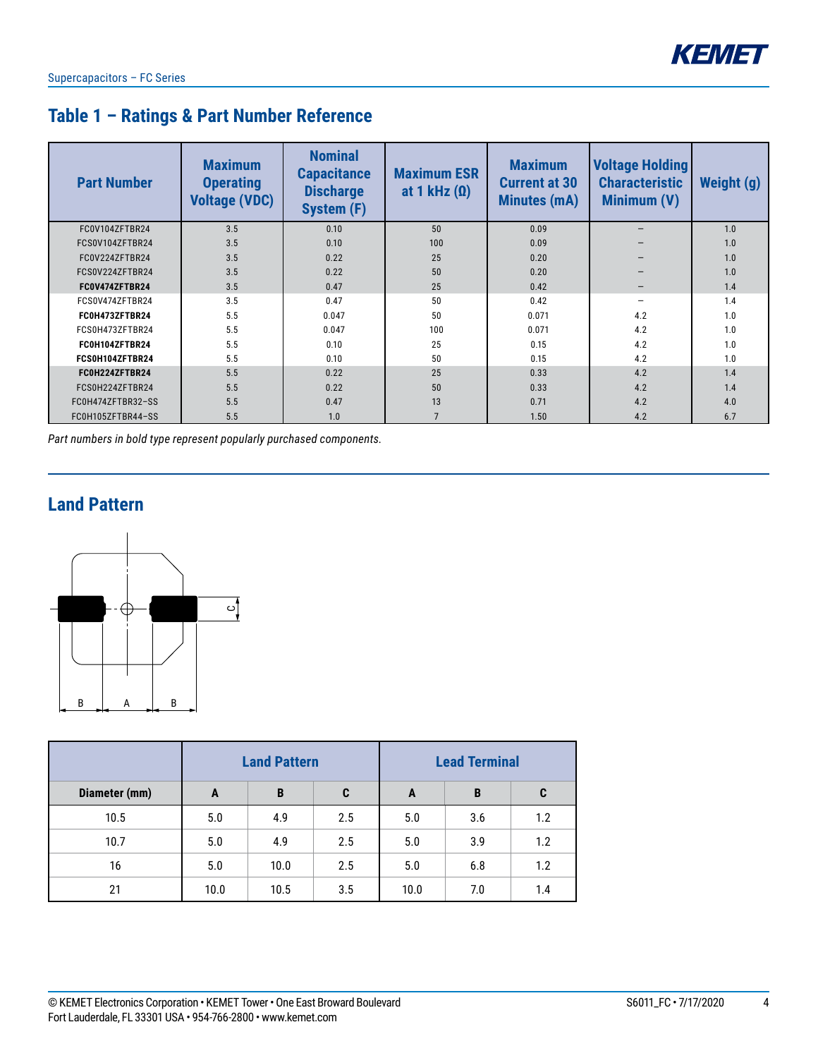## Table 1 – Ratings & Part Number Reference

| Part Number | Maximum Operating Voltage (VDC) | Nominal Capacitance Discharge System (F) | Maximum ESR at 1 kHz (Ω) | Maximum Current at 30 Minutes (mA) | Voltage Holding Characteristic Minimum (V) | Weight (g) |
|---|---|---|---|---|---|---|
| FC0V104ZFTBR24 | 3.5 | 0.10 | 50 | 0.09 | – | 1.0 |
| FCS0V104ZFTBR24 | 3.5 | 0.10 | 100 | 0.09 | – | 1.0 |
| FC0V224ZFTBR24 | 3.5 | 0.22 | 25 | 0.20 | – | 1.0 |
| FCS0V224ZFTBR24 | 3.5 | 0.22 | 50 | 0.20 | – | 1.0 |
| **FC0V474ZFTBR24** | 3.5 | 0.47 | 25 | 0.42 | – | 1.4 |
| FCS0V474ZFTBR24 | 3.5 | 0.47 | 50 | 0.42 | – | 1.4 |
| **FC0H473ZFTBR24** | 5.5 | 0.047 | 50 | 0.071 | 4.2 | 1.0 |
| FCS0H473ZFTBR24 | 5.5 | 0.047 | 100 | 0.071 | 4.2 | 1.0 |
| **FC0H104ZFTBR24** | 5.5 | 0.10 | 25 | 0.15 | 4.2 | 1.0 |
| **FCS0H104ZFTBR24** | 5.5 | 0.10 | 50 | 0.15 | 4.2 | 1.0 |
| **FC0H224ZFTBR24** | 5.5 | 0.22 | 25 | 0.33 | 4.2 | 1.4 |
| FCS0H224ZFTBR24 | 5.5 | 0.22 | 50 | 0.33 | 4.2 | 1.4 |
| FC0H474ZFTBR32–SS | 5.5 | 0.47 | 13 | 0.71 | 4.2 | 4.0 |
| FC0H105ZFTBR44–SS | 5.5 | 1.0 | 7 | 1.50 | 4.2 | 6.7 |

*Part numbers in bold type represent popularly purchased components.*

## Land Pattern

| | Land Pattern | | | Lead Terminal | | |
|---|---|---|---|---|---|---|
| **Diameter (mm)** | **A** | **B** | **C** | **A** | **B** | **C** |
| 10.5 | 5.0 | 4.9 | 2.5 | 5.0 | 3.6 | 1.2 |
| 10.7 | 5.0 | 4.9 | 2.5 | 5.0 | 3.9 | 1.2 |
| 16 | 5.0 | 10.0 | 2.5 | 5.0 | 6.8 | 1.2 |
| 21 | 10.0 | 10.5 | 3.5 | 10.0 | 7.0 | 1.4 |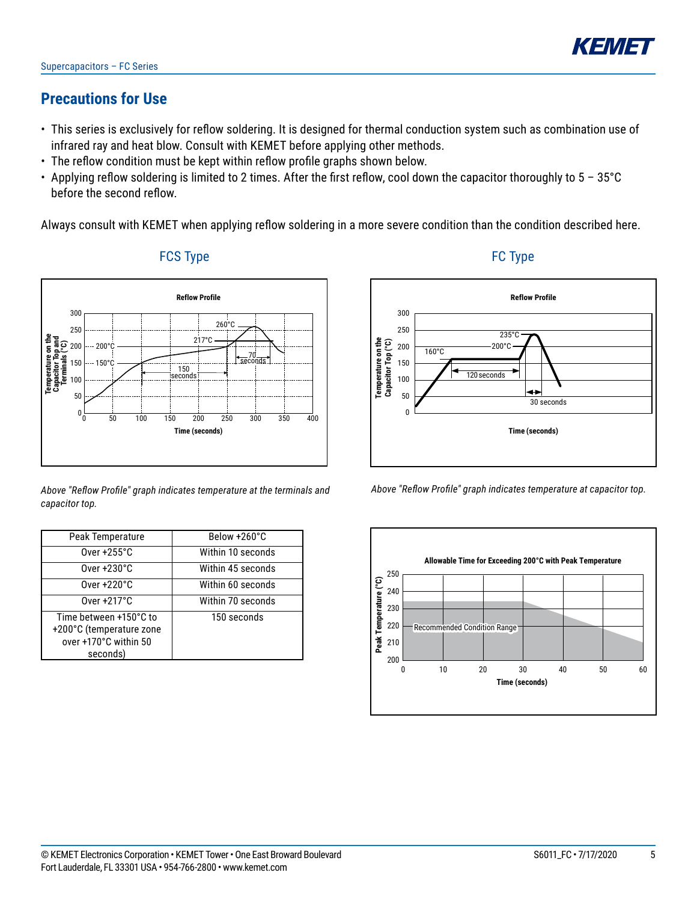## Precautions for Use

- This series is exclusively for reflow soldering. It is designed for thermal conduction system such as combination use of infrared ray and heat blow. Consult with KEMET before applying other methods.
- The reflow condition must be kept within reflow profile graphs shown below.
- Applying reflow soldering is limited to 2 times. After the first reflow, cool down the capacitor thoroughly to 5 – 35°C before the second reflow.

Always consult with KEMET when applying reflow soldering in a more severe condition than the condition described here.

### FCS Type

*Above "Reflow Profile" graph indicates temperature at the terminals and capacitor top.*

| Peak Temperature | Below +260°C |
|---|---|
| Over +255°C | Within 10 seconds |
| Over +230°C | Within 45 seconds |
| Over +220°C | Within 60 seconds |
| Over +217°C | Within 70 seconds |
| Time between +150°C to +200°C (temperature zone over +170°C within 50 seconds) | 150 seconds |

### FC Type

*Above "Reflow Profile" graph indicates temperature at capacitor top.*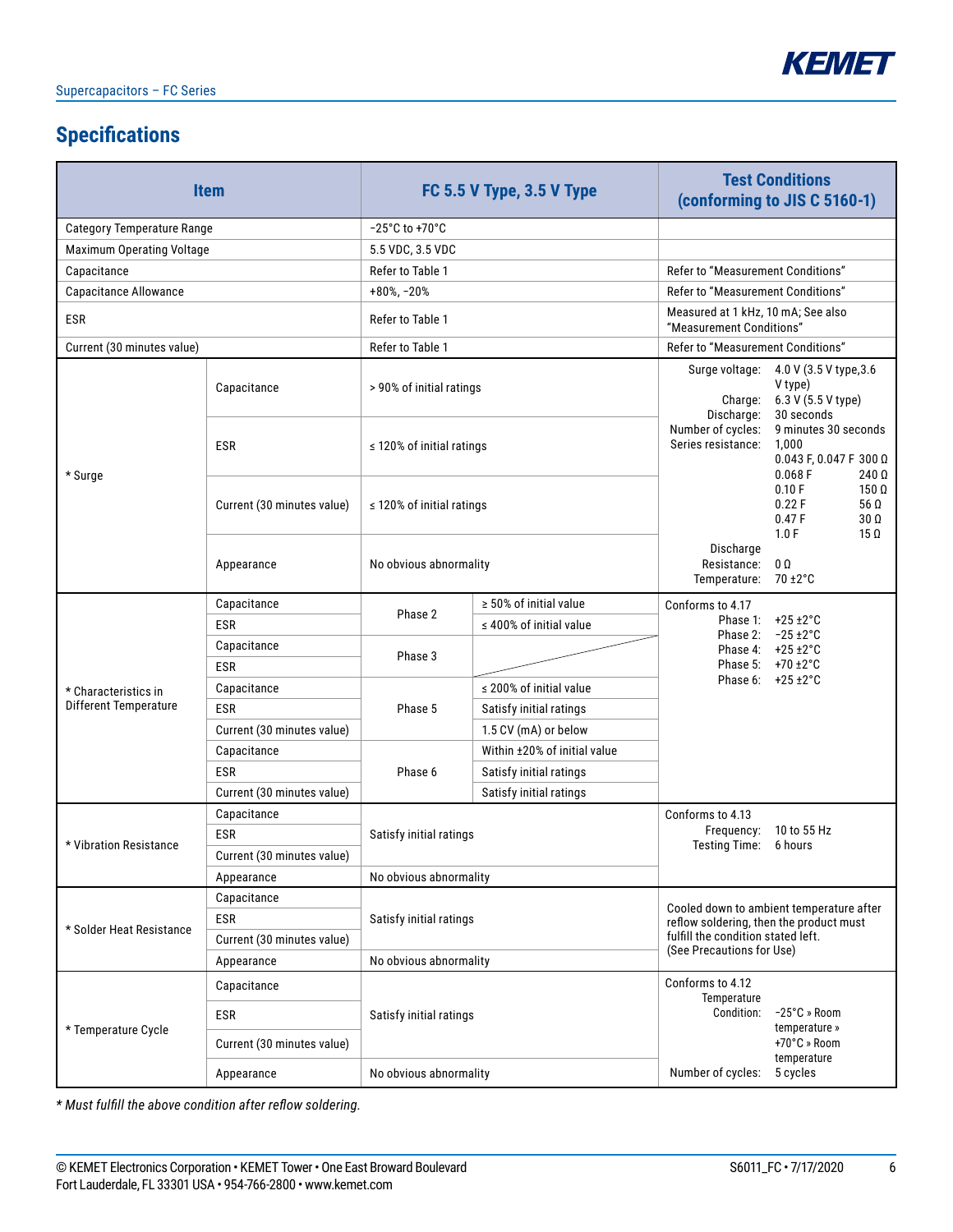## Specifications

| Item | | FC 5.5 V Type, 3.5 V Type | | Test Conditions (conforming to JIS C 5160-1) |
|---|---|---|---|---|
| Category Temperature Range | | −25°C to +70°C | | |
| Maximum Operating Voltage | | 5.5 VDC, 3.5 VDC | | |
| Capacitance | | Refer to Table 1 | | Refer to "Measurement Conditions" |
| Capacitance Allowance | | +80%, −20% | | Refer to "Measurement Conditions" |
| ESR | | Refer to Table 1 | | Measured at 1 kHz, 10 mA; See also "Measurement Conditions" |
| Current (30 minutes value) | | Refer to Table 1 | | Refer to "Measurement Conditions" |
| * Surge | Capacitance | > 90% of initial ratings | | Surge voltage: 4.0 V (3.5 V type,3.6 V type) 6.3 V (5.5 V type)<br>Charge: 30 seconds<br>Discharge: 9 minutes 30 seconds<br>Number of cycles: 1,000<br>Series resistance: 0.043 F, 0.047 F 300 Ω; 0.068 F 240 Ω; 0.10 F 150 Ω; 0.22 F 56 Ω; 0.47 F 30 Ω; 1.0 F 15 Ω<br>Discharge Resistance: 0 Ω<br>Temperature: 70 ±2°C |
| | ESR | ≤ 120% of initial ratings | | |
| | Current (30 minutes value) | ≤ 120% of initial ratings | | |
| | Appearance | No obvious abnormality | | |
| * Characteristics in Different Temperature | Capacitance | Phase 2 | ≥ 50% of initial value | Conforms to 4.17<br>Phase 1: +25 ±2°C<br>Phase 2: −25 ±2°C<br>Phase 4: +25 ±2°C<br>Phase 5: +70 ±2°C<br>Phase 6: +25 ±2°C |
| | ESR | | ≤ 400% of initial value | |
| | Capacitance | Phase 3 | | |
| | ESR | | | |
| | Capacitance | Phase 5 | ≤ 200% of initial value | |
| | ESR | | Satisfy initial ratings | |
| | Current (30 minutes value) | | 1.5 CV (mA) or below | |
| | Capacitance | Phase 6 | Within ±20% of initial value | |
| | ESR | | Satisfy initial ratings | |
| | Current (30 minutes value) | | Satisfy initial ratings | |
| * Vibration Resistance | Capacitance | Satisfy initial ratings | | Conforms to 4.13<br>Frequency: 10 to 55 Hz<br>Testing Time: 6 hours |
| | ESR | | | |
| | Current (30 minutes value) | | | |
| | Appearance | No obvious abnormality | | |
| * Solder Heat Resistance | Capacitance | Satisfy initial ratings | | Cooled down to ambient temperature after reflow soldering, then the product must fulfill the condition stated left. (See Precautions for Use) |
| | ESR | | | |
| | Current (30 minutes value) | | | |
| | Appearance | No obvious abnormality | | |
| * Temperature Cycle | Capacitance | Satisfy initial ratings | | Conforms to 4.12<br>Temperature Condition: −25°C » Room temperature » +70°C » Room temperature<br>Number of cycles: 5 cycles |
| | ESR | | | |
| | Current (30 minutes value) | | | |
| | Appearance | No obvious abnormality | | |

*\* Must fulfill the above condition after reflow soldering.*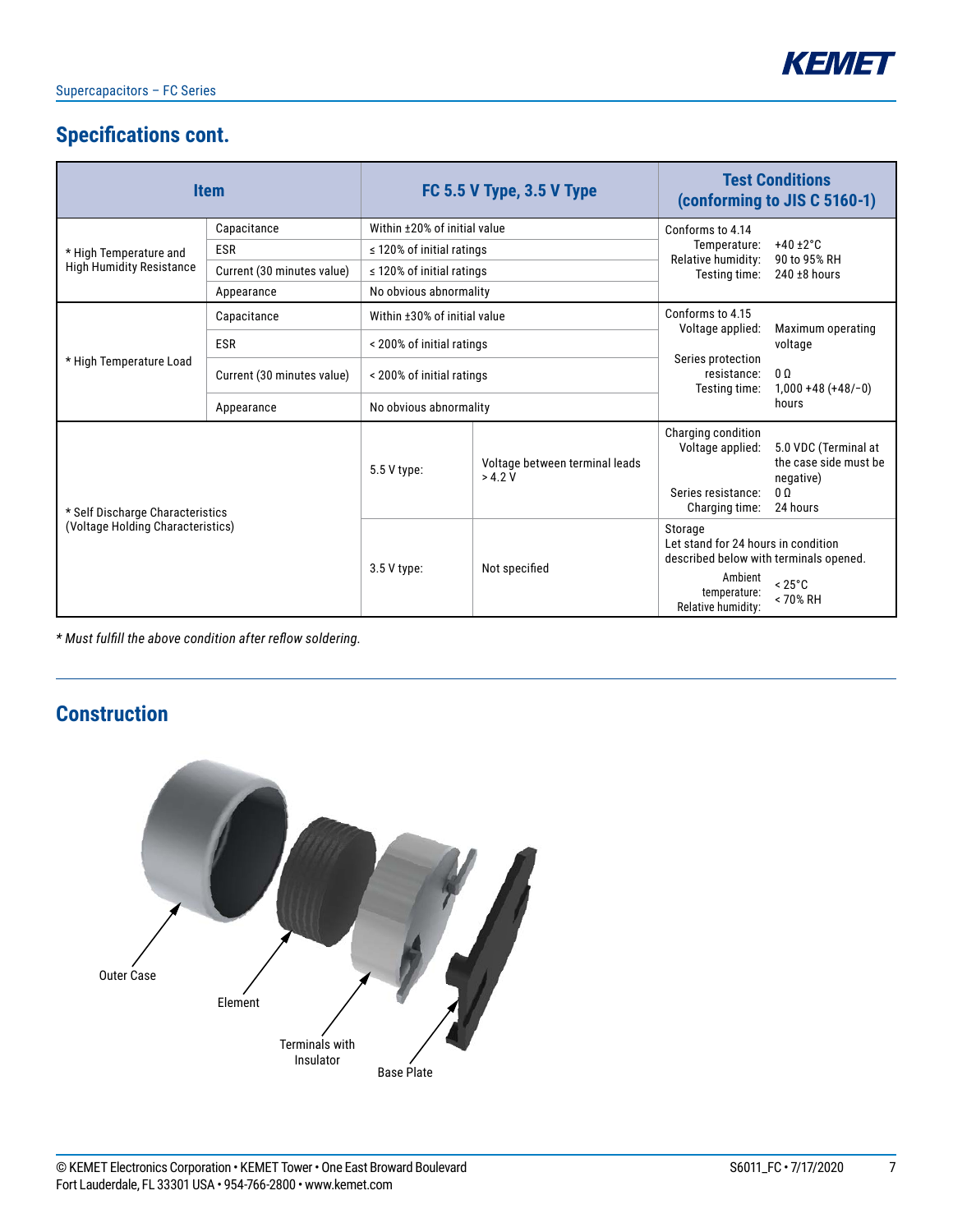## Specifications cont.

| Item | | FC 5.5 V Type, 3.5 V Type | | Test Conditions (conforming to JIS C 5160-1) |
|---|---|---|---|---|
| * High Temperature and High Humidity Resistance | Capacitance | Within ±20% of initial value | | Conforms to 4.14<br>Temperature: +40 ±2°C<br>Relative humidity: 90 to 95% RH<br>Testing time: 240 ±8 hours |
| | ESR | ≤ 120% of initial ratings | | |
| | Current (30 minutes value) | ≤ 120% of initial ratings | | |
| | Appearance | No obvious abnormality | | |
| * High Temperature Load | Capacitance | Within ±30% of initial value | | Conforms to 4.15<br>Voltage applied: Maximum operating voltage<br>Series protection resistance: 0 Ω<br>Testing time: 1,000 +48 (+48/−0) hours |
| | ESR | < 200% of initial ratings | | |
| | Current (30 minutes value) | < 200% of initial ratings | | |
| | Appearance | No obvious abnormality | | |
| * Self Discharge Characteristics (Voltage Holding Characteristics) | | 5.5 V type: | Voltage between terminal leads > 4.2 V | Charging condition<br>Voltage applied: 5.0 VDC (Terminal at the case side must be negative)<br>Series resistance: 0 Ω<br>Charging time: 24 hours |
| | | 3.5 V type: | Not specified | Storage<br>Let stand for 24 hours in condition described below with terminals opened.<br>Ambient temperature: < 25°C<br>Relative humidity: < 70% RH |

*\* Must fulfill the above condition after reflow soldering.*

## Construction

Outer Case

Element

Terminals with Insulator

Base Plate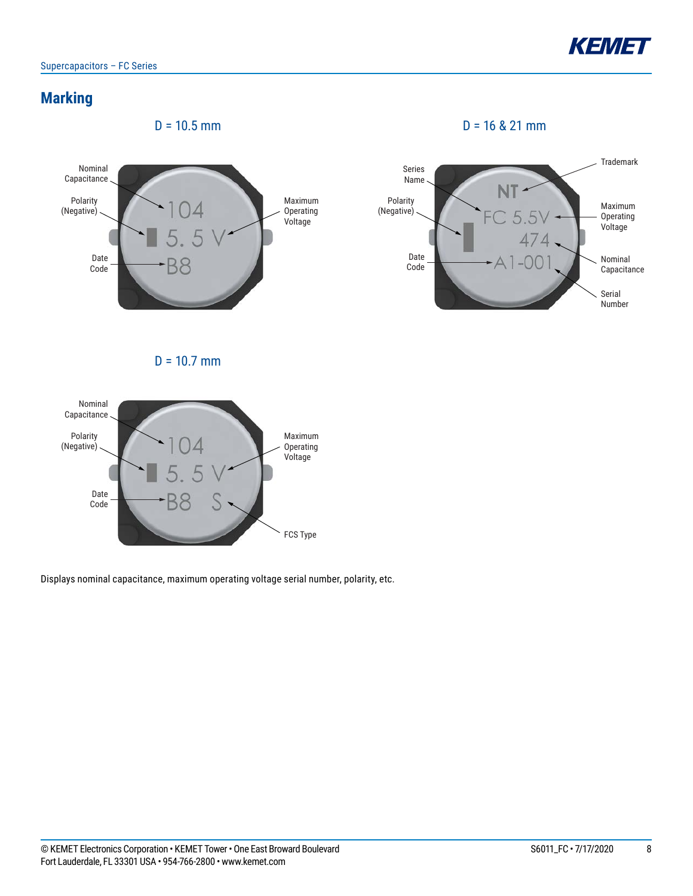## Marking

D = 10.5 mm

Nominal Capacitance — 104
Polarity (Negative)
Maximum Operating Voltage — 5. 5 V
Date Code — B8

D = 16 & 21 mm

Trademark — NT
Series Name — FC
Maximum Operating Voltage — 5.5V
Polarity (Negative)
Nominal Capacitance — 474
Date Code — A1
Serial Number — 001

D = 10.7 mm

Nominal Capacitance — 104
Polarity (Negative)
Maximum Operating Voltage — 5. 5 V
Date Code — B8
FCS Type — S

Displays nominal capacitance, maximum operating voltage serial number, polarity, etc.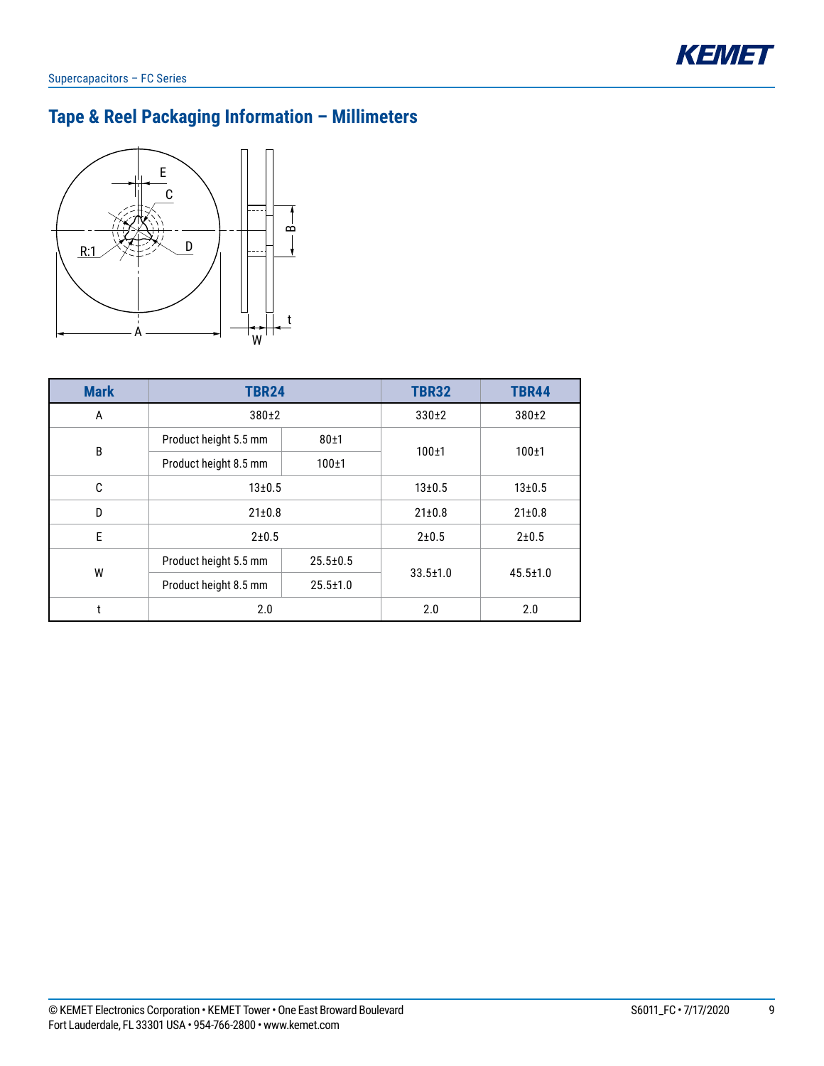## Tape & Reel Packaging Information – Millimeters

| Mark | TBR24 | | TBR32 | TBR44 |
|---|---|---|---|---|
| A | 380±2 | | 330±2 | 380±2 |
| B | Product height 5.5 mm | 80±1 | 100±1 | 100±1 |
| | Product height 8.5 mm | 100±1 | | |
| C | 13±0.5 | | 13±0.5 | 13±0.5 |
| D | 21±0.8 | | 21±0.8 | 21±0.8 |
| E | 2±0.5 | | 2±0.5 | 2±0.5 |
| W | Product height 5.5 mm | 25.5±0.5 | 33.5±1.0 | 45.5±1.0 |
| | Product height 8.5 mm | 25.5±1.0 | | |
| t | 2.0 | | 2.0 | 2.0 |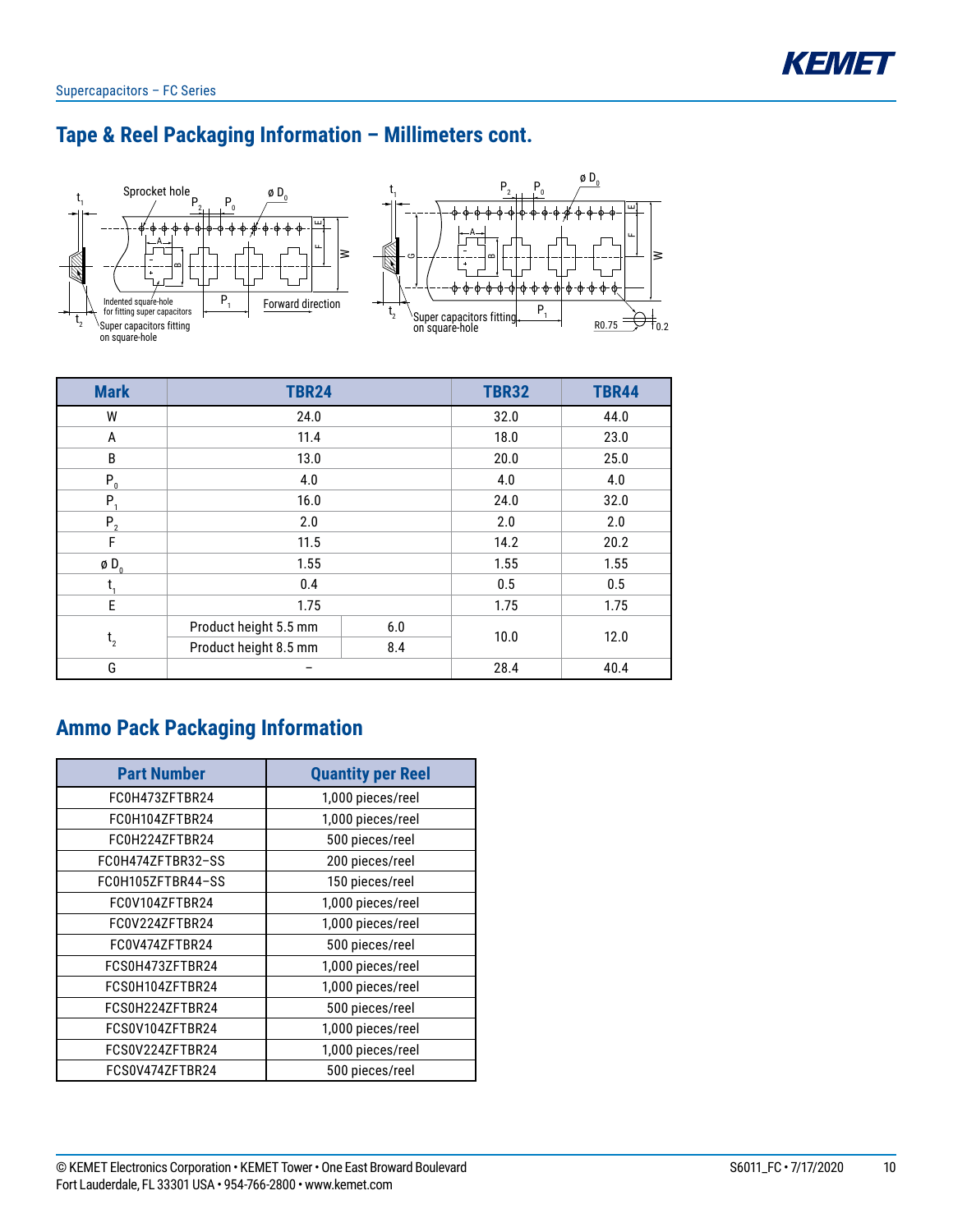## Tape & Reel Packaging Information – Millimeters cont.

| Mark | TBR24 | | TBR32 | TBR44 |
|---|---|---|---|---|
| W | 24.0 | | 32.0 | 44.0 |
| A | 11.4 | | 18.0 | 23.0 |
| B | 13.0 | | 20.0 | 25.0 |
| $P_0$ | 4.0 | | 4.0 | 4.0 |
| $P_1$ | 16.0 | | 24.0 | 32.0 |
| $P_2$ | 2.0 | | 2.0 | 2.0 |
| F | 11.5 | | 14.2 | 20.2 |
| ø $D_0$ | 1.55 | | 1.55 | 1.55 |
| $t_1$ | 0.4 | | 0.5 | 0.5 |
| E | 1.75 | | 1.75 | 1.75 |
| $t_2$ | Product height 5.5 mm | 6.0 | 10.0 | 12.0 |
| | Product height 8.5 mm | 8.4 | | |
| G | – | | 28.4 | 40.4 |

## Ammo Pack Packaging Information

| Part Number | Quantity per Reel |
|---|---|
| FC0H473ZFTBR24 | 1,000 pieces/reel |
| FC0H104ZFTBR24 | 1,000 pieces/reel |
| FC0H224ZFTBR24 | 500 pieces/reel |
| FC0H474ZFTBR32–SS | 200 pieces/reel |
| FC0H105ZFTBR44–SS | 150 pieces/reel |
| FC0V104ZFTBR24 | 1,000 pieces/reel |
| FC0V224ZFTBR24 | 1,000 pieces/reel |
| FC0V474ZFTBR24 | 500 pieces/reel |
| FCS0H473ZFTBR24 | 1,000 pieces/reel |
| FCS0H104ZFTBR24 | 1,000 pieces/reel |
| FCS0H224ZFTBR24 | 500 pieces/reel |
| FCS0V104ZFTBR24 | 1,000 pieces/reel |
| FCS0V224ZFTBR24 | 1,000 pieces/reel |
| FCS0V474ZFTBR24 | 500 pieces/reel |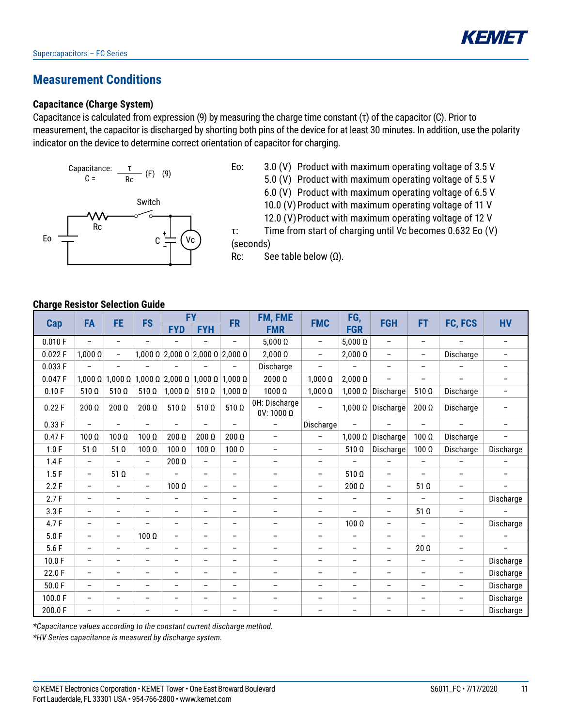## Measurement Conditions

### Capacitance (Charge System)

Capacitance is calculated from expression (9) by measuring the charge time constant (τ) of the capacitor (C). Prior to measurement, the capacitor is discharged by shorting both pins of the device for at least 30 minutes. In addition, use the polarity indicator on the device to determine correct orientation of capacitor for charging.

Capacitance: $C = \frac{\tau}{Rc}$ (F) (9)

Eo:
- 3.0 (V) Product with maximum operating voltage of 3.5 V
- 5.0 (V) Product with maximum operating voltage of 5.5 V
- 6.0 (V) Product with maximum operating voltage of 6.5 V
- 10.0 (V) Product with maximum operating voltage of 11 V
- 12.0 (V) Product with maximum operating voltage of 12 V

τ: Time from start of charging until Vc becomes 0.632 Eo (V) (seconds)

Rc: See table below (Ω).

### Charge Resistor Selection Guide

| Cap | FA | FE | FS | FY | | FR | FM, FME FMR | FMC | FG, FGR | FGH | FT | FC, FCS | HV |
|---|---|---|---|---|---|---|---|---|---|---|---|---|---|
| | | | | FYD | FYH | | | | | | | | |
| 0.010 F | – | – | – | – | – | – | 5,000 Ω | – | 5,000 Ω | – | – | – | – |
| 0.022 F | 1,000 Ω | – | 1,000 Ω | 2,000 Ω | 2,000 Ω | 2,000 Ω | 2,000 Ω | – | 2,000 Ω | – | – | Discharge | – |
| 0.033 F | – | – | – | – | – | – | Discharge | – | – | – | – | – | – |
| 0.047 F | 1,000 Ω | 1,000 Ω | 1,000 Ω | 2,000 Ω | 1,000 Ω | 1,000 Ω | 2000 Ω | 1,000 Ω | 2,000 Ω | – | – | – | – |
| 0.10 F | 510 Ω | 510 Ω | 510 Ω | 1,000 Ω | 510 Ω | 1,000 Ω | 1000 Ω | 1,000 Ω | 1,000 Ω | Discharge | 510 Ω | Discharge | – |
| 0.22 F | 200 Ω | 200 Ω | 200 Ω | 510 Ω | 510 Ω | 510 Ω | 0H: Discharge 0V: 1000 Ω | – | 1,000 Ω | Discharge | 200 Ω | Discharge | – |
| 0.33 F | – | – | – | – | – | – | – | Discharge | – | – | – | – | – |
| 0.47 F | 100 Ω | 100 Ω | 100 Ω | 200 Ω | 200 Ω | 200 Ω | – | – | 1,000 Ω | Discharge | 100 Ω | Discharge | – |
| 1.0 F | 51 Ω | 51 Ω | 100 Ω | 100 Ω | 100 Ω | 100 Ω | – | – | 510 Ω | Discharge | 100 Ω | Discharge | Discharge |
| 1.4 F | – | – | – | 200 Ω | – | – | – | – | – | – | – | – | – |
| 1.5 F | – | 51 Ω | – | – | – | – | – | – | 510 Ω | – | – | – | – |
| 2.2 F | – | – | – | 100 Ω | – | – | – | – | 200 Ω | – | 51 Ω | – | – |
| 2.7 F | – | – | – | – | – | – | – | – | – | – | – | – | Discharge |
| 3.3 F | – | – | – | – | – | – | – | – | – | – | 51 Ω | – | – |
| 4.7 F | – | – | – | – | – | – | – | – | 100 Ω | – | – | – | Discharge |
| 5.0 F | – | – | 100 Ω | – | – | – | – | – | – | – | – | – | – |
| 5.6 F | – | – | – | – | – | – | – | – | – | – | 20 Ω | – | – |
| 10.0 F | – | – | – | – | – | – | – | – | – | – | – | – | Discharge |
| 22.0 F | – | – | – | – | – | – | – | – | – | – | – | – | Discharge |
| 50.0 F | – | – | – | – | – | – | – | – | – | – | – | – | Discharge |
| 100.0 F | – | – | – | – | – | – | – | – | – | – | – | – | Discharge |
| 200.0 F | – | – | – | – | – | – | – | – | – | – | – | – | Discharge |

*\*Capacitance values according to the constant current discharge method.*

*\*HV Series capacitance is measured by discharge system.*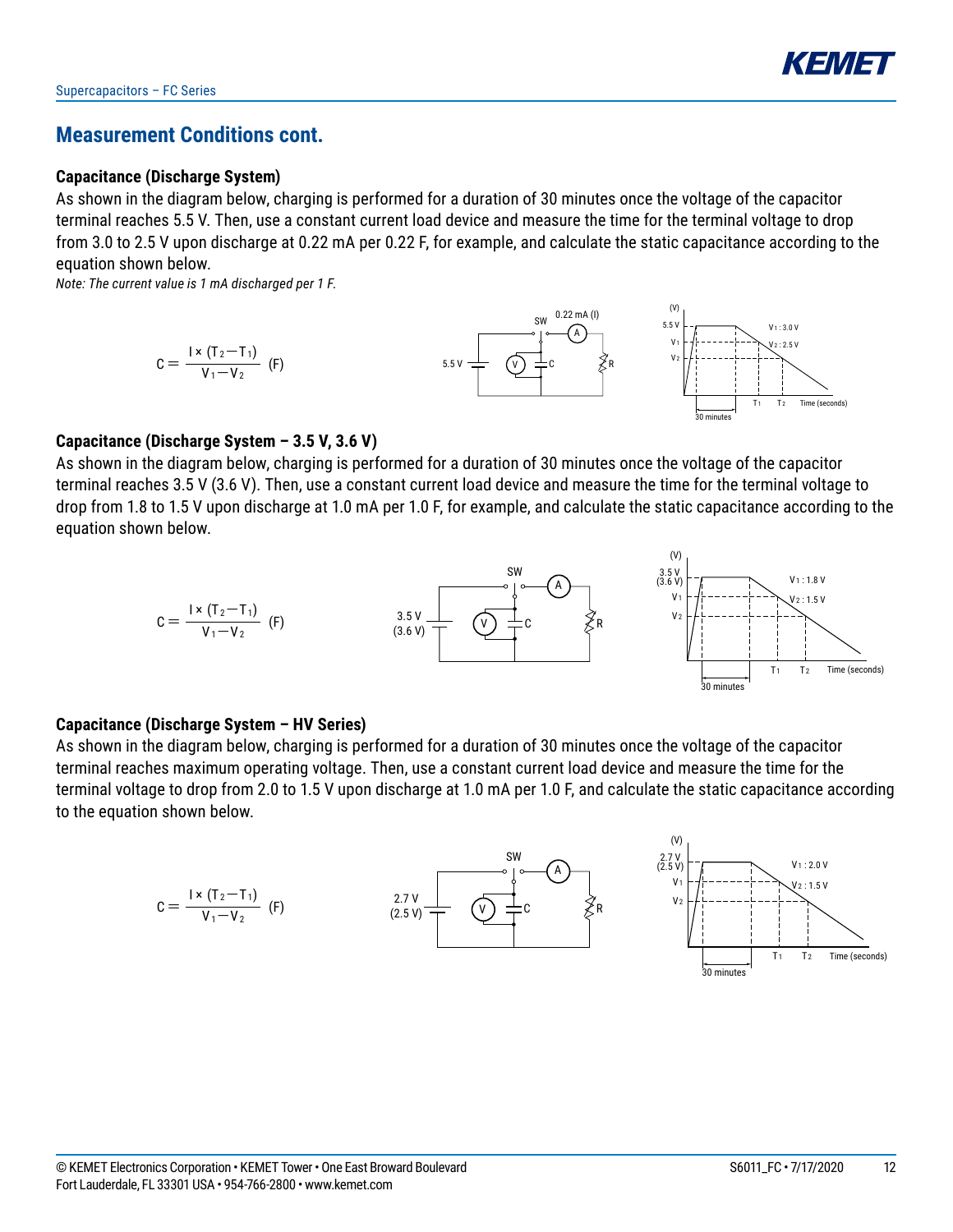## Measurement Conditions cont.

### Capacitance (Discharge System)

As shown in the diagram below, charging is performed for a duration of 30 minutes once the voltage of the capacitor terminal reaches 5.5 V. Then, use a constant current load device and measure the time for the terminal voltage to drop from 3.0 to 2.5 V upon discharge at 0.22 mA per 0.22 F, for example, and calculate the static capacitance according to the equation shown below.

*Note: The current value is 1 mA discharged per 1 F.*

$$C = \frac{I \times (T_2 - T_1)}{V_1 - V_2} \text{ (F)}$$

### Capacitance (Discharge System – 3.5 V, 3.6 V)

As shown in the diagram below, charging is performed for a duration of 30 minutes once the voltage of the capacitor terminal reaches 3.5 V (3.6 V). Then, use a constant current load device and measure the time for the terminal voltage to drop from 1.8 to 1.5 V upon discharge at 1.0 mA per 1.0 F, for example, and calculate the static capacitance according to the equation shown below.

$$C = \frac{I \times (T_2 - T_1)}{V_1 - V_2} \text{ (F)}$$

### Capacitance (Discharge System – HV Series)

As shown in the diagram below, charging is performed for a duration of 30 minutes once the voltage of the capacitor terminal reaches maximum operating voltage. Then, use a constant current load device and measure the time for the terminal voltage to drop from 2.0 to 1.5 V upon discharge at 1.0 mA per 1.0 F, and calculate the static capacitance according to the equation shown below.

$$C = \frac{I \times (T_2 - T_1)}{V_1 - V_2} \text{ (F)}$$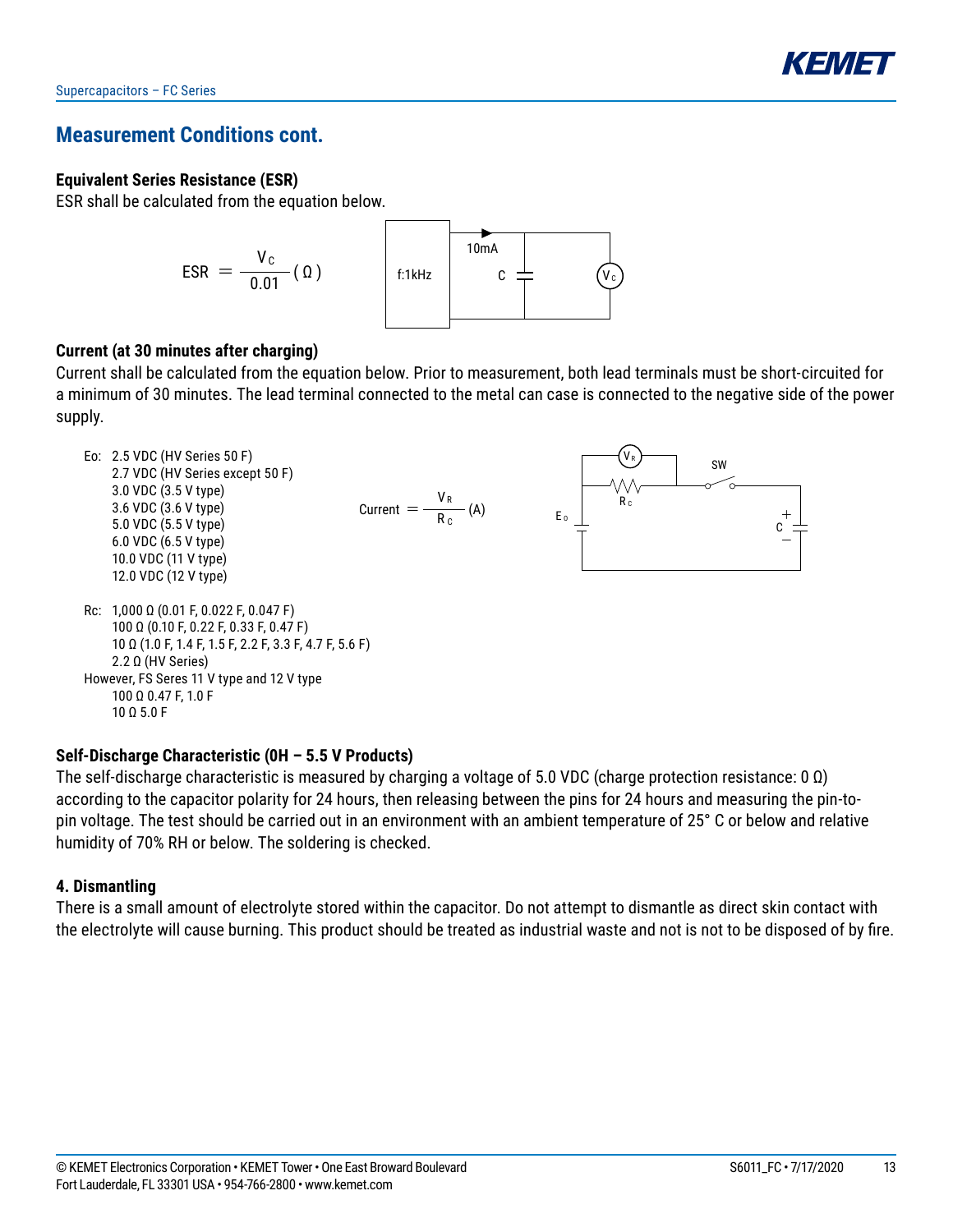## Measurement Conditions cont.

### Equivalent Series Resistance (ESR)

ESR shall be calculated from the equation below.

$$ESR = \frac{V_C}{0.01} \, (\Omega)$$

f:1kHz, 10mA, C, $V_C$

### Current (at 30 minutes after charging)

Current shall be calculated from the equation below. Prior to measurement, both lead terminals must be short-circuited for a minimum of 30 minutes. The lead terminal connected to the metal can case is connected to the negative side of the power supply.

Eo:
- 2.5 VDC (HV Series 50 F)
- 2.7 VDC (HV Series except 50 F)
- 3.0 VDC (3.5 V type)
- 3.6 VDC (3.6 V type)
- 5.0 VDC (5.5 V type)
- 6.0 VDC (6.5 V type)
- 10.0 VDC (11 V type)
- 12.0 VDC (12 V type)

$$\text{Current} = \frac{V_R}{R_C} \, (A)$$

$V_R$, $R_C$, SW, $E_O$, C

Rc:
- 1,000 Ω (0.01 F, 0.022 F, 0.047 F)
- 100 Ω (0.10 F, 0.22 F, 0.33 F, 0.47 F)
- 10 Ω (1.0 F, 1.4 F, 1.5 F, 2.2 F, 3.3 F, 4.7 F, 5.6 F)
- 2.2 Ω (HV Series)

However, FS Seres 11 V type and 12 V type
- 100 Ω 0.47 F, 1.0 F
- 10 Ω 5.0 F

### Self-Discharge Characteristic (0H – 5.5 V Products)

The self-discharge characteristic is measured by charging a voltage of 5.0 VDC (charge protection resistance: 0 Ω) according to the capacitor polarity for 24 hours, then releasing between the pins for 24 hours and measuring the pin-to-pin voltage. The test should be carried out in an environment with an ambient temperature of 25° C or below and relative humidity of 70% RH or below. The soldering is checked.

### 4. Dismantling

There is a small amount of electrolyte stored within the capacitor. Do not attempt to dismantle as direct skin contact with the electrolyte will cause burning. This product should be treated as industrial waste and not is not to be disposed of by fire.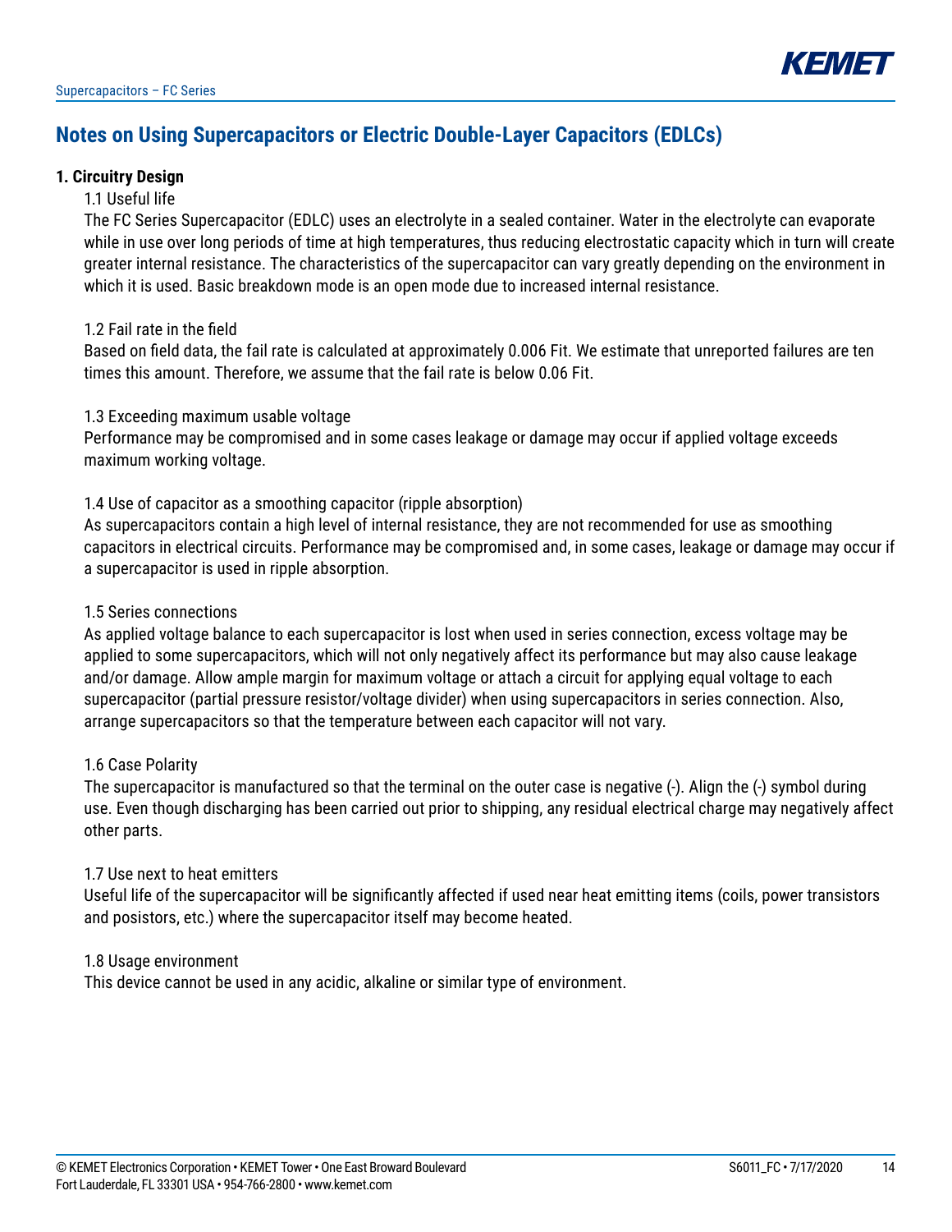# Notes on Using Supercapacitors or Electric Double-Layer Capacitors (EDLCs)

## 1. Circuitry Design

### 1.1 Useful life

The FC Series Supercapacitor (EDLC) uses an electrolyte in a sealed container. Water in the electrolyte can evaporate while in use over long periods of time at high temperatures, thus reducing electrostatic capacity which in turn will create greater internal resistance. The characteristics of the supercapacitor can vary greatly depending on the environment in which it is used. Basic breakdown mode is an open mode due to increased internal resistance.

### 1.2 Fail rate in the field

Based on field data, the fail rate is calculated at approximately 0.006 Fit. We estimate that unreported failures are ten times this amount. Therefore, we assume that the fail rate is below 0.06 Fit.

### 1.3 Exceeding maximum usable voltage

Performance may be compromised and in some cases leakage or damage may occur if applied voltage exceeds maximum working voltage.

### 1.4 Use of capacitor as a smoothing capacitor (ripple absorption)

As supercapacitors contain a high level of internal resistance, they are not recommended for use as smoothing capacitors in electrical circuits. Performance may be compromised and, in some cases, leakage or damage may occur if a supercapacitor is used in ripple absorption.

### 1.5 Series connections

As applied voltage balance to each supercapacitor is lost when used in series connection, excess voltage may be applied to some supercapacitors, which will not only negatively affect its performance but may also cause leakage and/or damage. Allow ample margin for maximum voltage or attach a circuit for applying equal voltage to each supercapacitor (partial pressure resistor/voltage divider) when using supercapacitors in series connection. Also, arrange supercapacitors so that the temperature between each capacitor will not vary.

### 1.6 Case Polarity

The supercapacitor is manufactured so that the terminal on the outer case is negative (-). Align the (-) symbol during use. Even though discharging has been carried out prior to shipping, any residual electrical charge may negatively affect other parts.

### 1.7 Use next to heat emitters

Useful life of the supercapacitor will be significantly affected if used near heat emitting items (coils, power transistors and posistors, etc.) where the supercapacitor itself may become heated.

### 1.8 Usage environment

This device cannot be used in any acidic, alkaline or similar type of environment.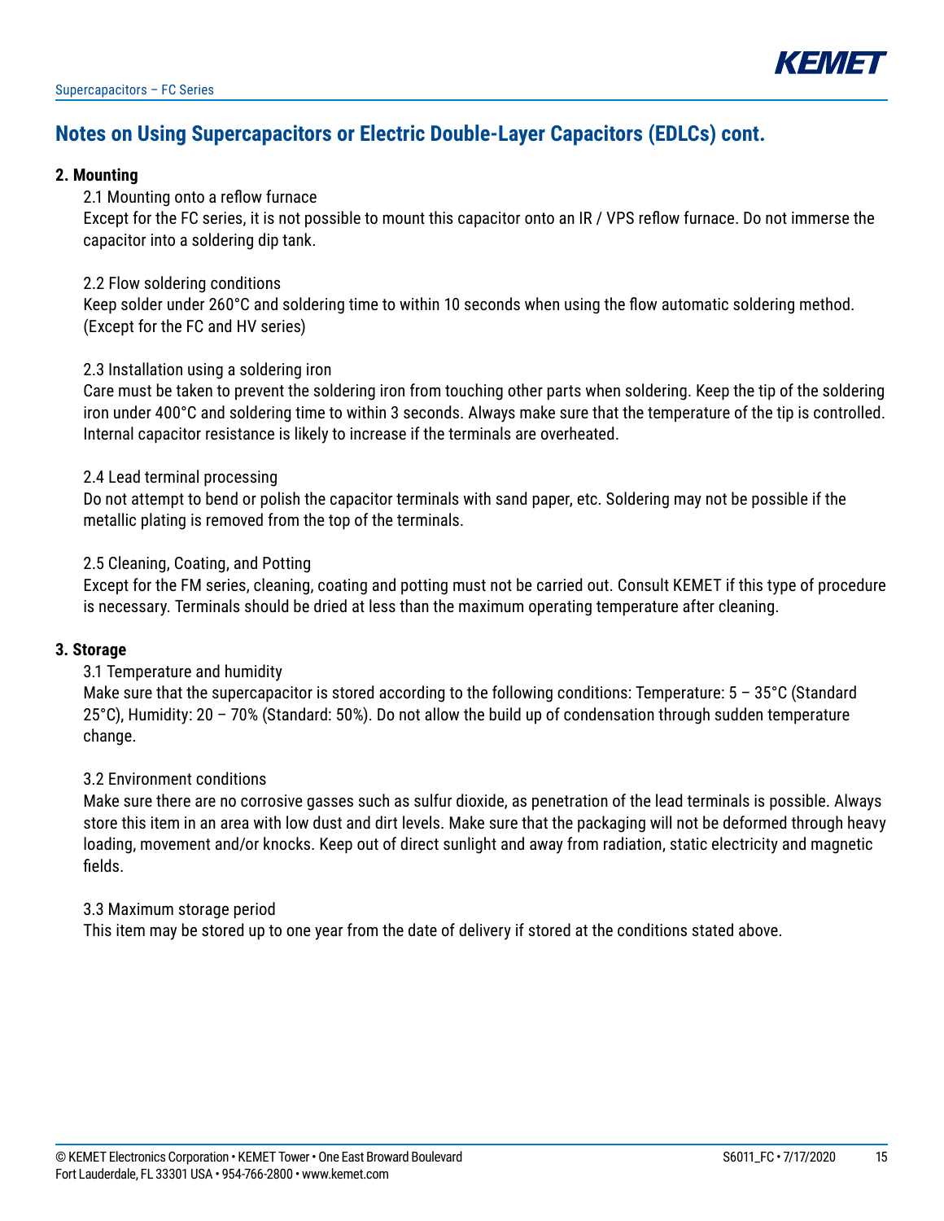## Notes on Using Supercapacitors or Electric Double-Layer Capacitors (EDLCs) cont.

### 2. Mounting

2.1 Mounting onto a reflow furnace

Except for the FC series, it is not possible to mount this capacitor onto an IR / VPS reflow furnace. Do not immerse the capacitor into a soldering dip tank.

2.2 Flow soldering conditions

Keep solder under 260°C and soldering time to within 10 seconds when using the flow automatic soldering method. (Except for the FC and HV series)

2.3 Installation using a soldering iron

Care must be taken to prevent the soldering iron from touching other parts when soldering. Keep the tip of the soldering iron under 400°C and soldering time to within 3 seconds. Always make sure that the temperature of the tip is controlled. Internal capacitor resistance is likely to increase if the terminals are overheated.

2.4 Lead terminal processing

Do not attempt to bend or polish the capacitor terminals with sand paper, etc. Soldering may not be possible if the metallic plating is removed from the top of the terminals.

2.5 Cleaning, Coating, and Potting

Except for the FM series, cleaning, coating and potting must not be carried out. Consult KEMET if this type of procedure is necessary. Terminals should be dried at less than the maximum operating temperature after cleaning.

### 3. Storage

3.1 Temperature and humidity

Make sure that the supercapacitor is stored according to the following conditions: Temperature: 5 – 35°C (Standard 25°C), Humidity: 20 – 70% (Standard: 50%). Do not allow the build up of condensation through sudden temperature change.

3.2 Environment conditions

Make sure there are no corrosive gasses such as sulfur dioxide, as penetration of the lead terminals is possible. Always store this item in an area with low dust and dirt levels. Make sure that the packaging will not be deformed through heavy loading, movement and/or knocks. Keep out of direct sunlight and away from radiation, static electricity and magnetic fields.

3.3 Maximum storage period

This item may be stored up to one year from the date of delivery if stored at the conditions stated above.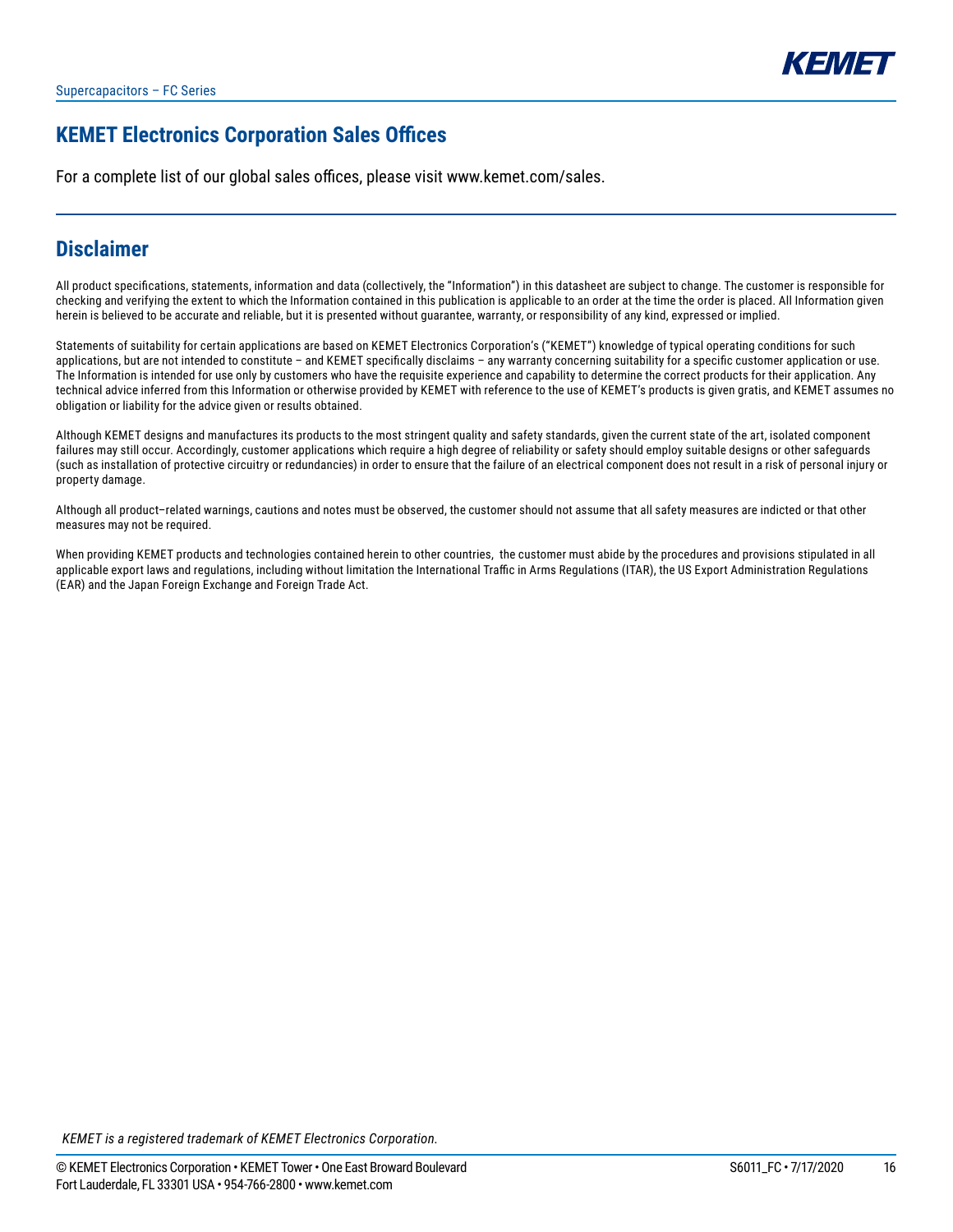## KEMET Electronics Corporation Sales Offices

For a complete list of our global sales offices, please visit www.kemet.com/sales.

## Disclaimer

All product specifications, statements, information and data (collectively, the "Information") in this datasheet are subject to change. The customer is responsible for checking and verifying the extent to which the Information contained in this publication is applicable to an order at the time the order is placed. All Information given herein is believed to be accurate and reliable, but it is presented without guarantee, warranty, or responsibility of any kind, expressed or implied.

Statements of suitability for certain applications are based on KEMET Electronics Corporation's ("KEMET") knowledge of typical operating conditions for such applications, but are not intended to constitute – and KEMET specifically disclaims – any warranty concerning suitability for a specific customer application or use. The Information is intended for use only by customers who have the requisite experience and capability to determine the correct products for their application. Any technical advice inferred from this Information or otherwise provided by KEMET with reference to the use of KEMET's products is given gratis, and KEMET assumes no obligation or liability for the advice given or results obtained.

Although KEMET designs and manufactures its products to the most stringent quality and safety standards, given the current state of the art, isolated component failures may still occur. Accordingly, customer applications which require a high degree of reliability or safety should employ suitable designs or other safeguards (such as installation of protective circuitry or redundancies) in order to ensure that the failure of an electrical component does not result in a risk of personal injury or property damage.

Although all product–related warnings, cautions and notes must be observed, the customer should not assume that all safety measures are indicted or that other measures may not be required.

When providing KEMET products and technologies contained herein to other countries, the customer must abide by the procedures and provisions stipulated in all applicable export laws and regulations, including without limitation the International Traffic in Arms Regulations (ITAR), the US Export Administration Regulations (EAR) and the Japan Foreign Exchange and Foreign Trade Act.

*KEMET is a registered trademark of KEMET Electronics Corporation.*